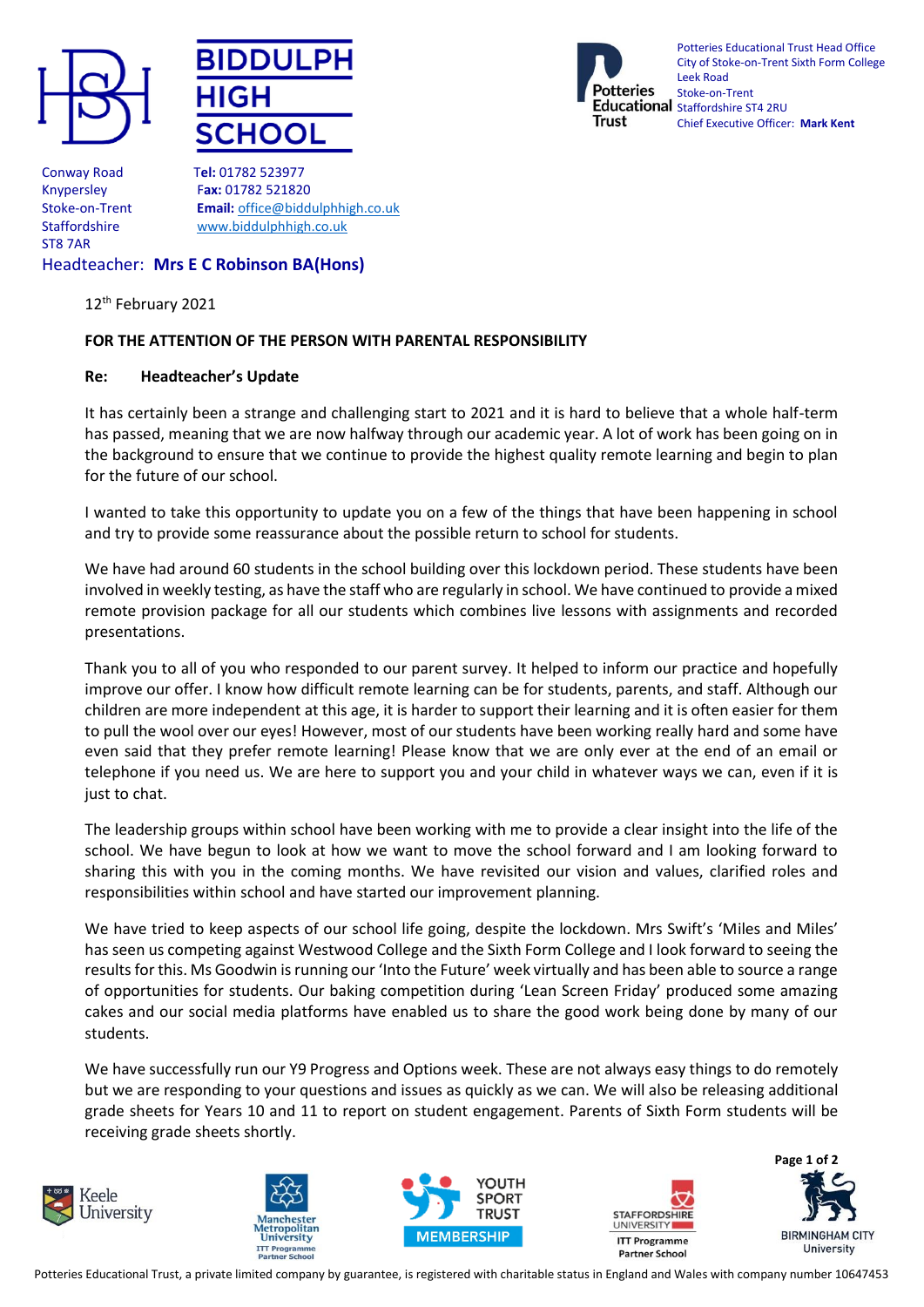**BIDDULPH HIGH SCHOOL**

Conway Road
Knypersley
Stoke-on-Trent
Staffordshire
ST8 7AR

**Tel:** 01782 523977
**Fax:** 01782 521820
**Email:** office@biddulphhigh.co.uk
www.biddulphhigh.co.uk

Headteacher: **Mrs E C Robinson BA(Hons)**

Potteries Educational Trust Head Office
City of Stoke-on-Trent Sixth Form College
Leek Road
Stoke-on-Trent
Staffordshire ST4 2RU
Chief Executive Officer: **Mark Kent**

12th February 2021

**FOR THE ATTENTION OF THE PERSON WITH PARENTAL RESPONSIBILITY**

**Re: Headteacher's Update**

It has certainly been a strange and challenging start to 2021 and it is hard to believe that a whole half-term has passed, meaning that we are now halfway through our academic year. A lot of work has been going on in the background to ensure that we continue to provide the highest quality remote learning and begin to plan for the future of our school.

I wanted to take this opportunity to update you on a few of the things that have been happening in school and try to provide some reassurance about the possible return to school for students.

We have had around 60 students in the school building over this lockdown period. These students have been involved in weekly testing, as have the staff who are regularly in school. We have continued to provide a mixed remote provision package for all our students which combines live lessons with assignments and recorded presentations.

Thank you to all of you who responded to our parent survey. It helped to inform our practice and hopefully improve our offer. I know how difficult remote learning can be for students, parents, and staff. Although our children are more independent at this age, it is harder to support their learning and it is often easier for them to pull the wool over our eyes! However, most of our students have been working really hard and some have even said that they prefer remote learning! Please know that we are only ever at the end of an email or telephone if you need us. We are here to support you and your child in whatever ways we can, even if it is just to chat.

The leadership groups within school have been working with me to provide a clear insight into the life of the school. We have begun to look at how we want to move the school forward and I am looking forward to sharing this with you in the coming months. We have revisited our vision and values, clarified roles and responsibilities within school and have started our improvement planning.

We have tried to keep aspects of our school life going, despite the lockdown. Mrs Swift's 'Miles and Miles' has seen us competing against Westwood College and the Sixth Form College and I look forward to seeing the results for this. Ms Goodwin is running our 'Into the Future' week virtually and has been able to source a range of opportunities for students. Our baking competition during 'Lean Screen Friday' produced some amazing cakes and our social media platforms have enabled us to share the good work being done by many of our students.

We have successfully run our Y9 Progress and Options week. These are not always easy things to do remotely but we are responding to your questions and issues as quickly as we can. We will also be releasing additional grade sheets for Years 10 and 11 to report on student engagement. Parents of Sixth Form students will be receiving grade sheets shortly.

Keele University | Manchester Metropolitan University ITT Programme Partner School | Youth Sport Trust Membership | Staffordshire University ITT Programme Partner School | Birmingham City University

Potteries Educational Trust, a private limited company by guarantee, is registered with charitable status in England and Wales with company number 10647453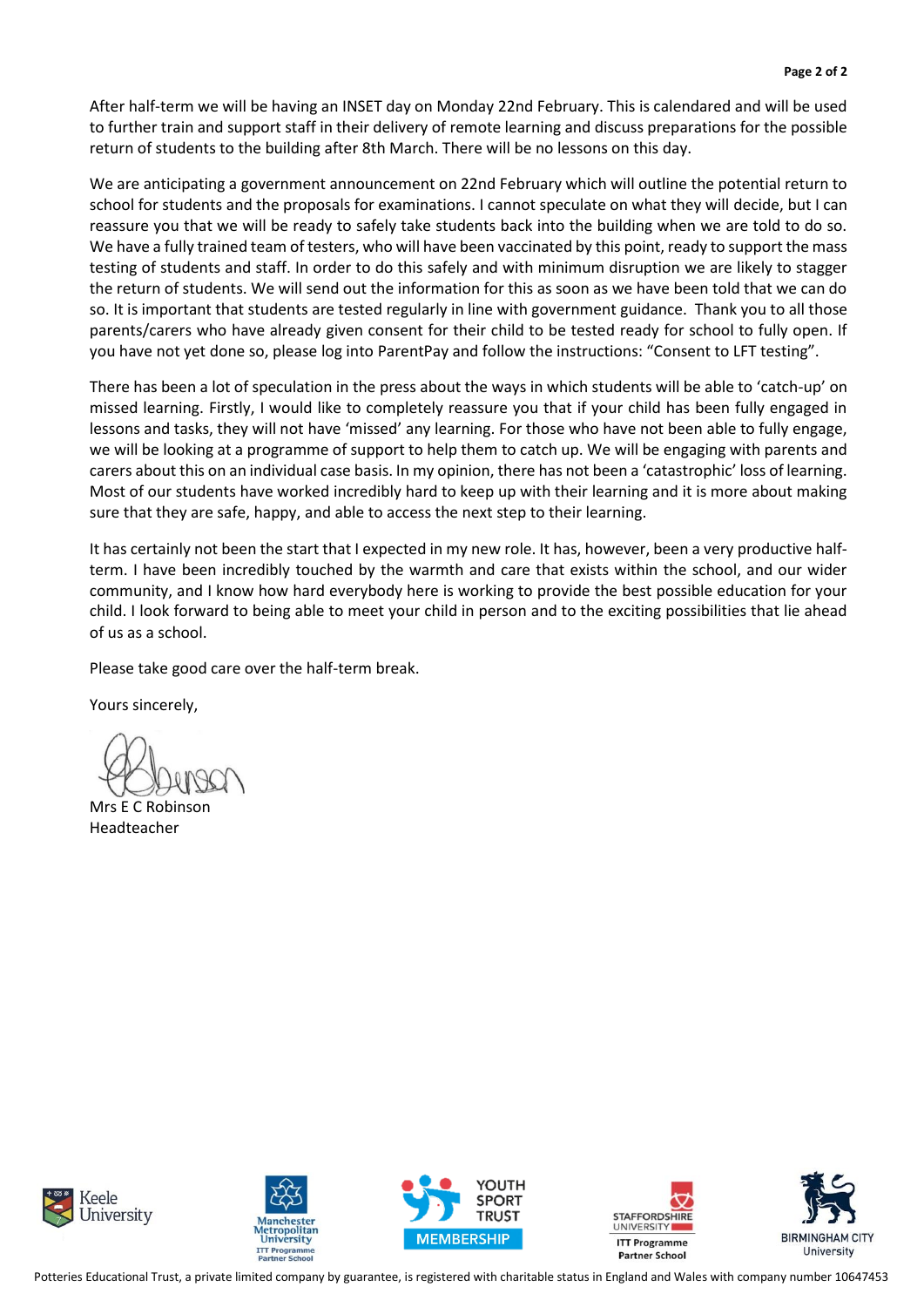After half-term we will be having an INSET day on Monday 22nd February. This is calendared and will be used to further train and support staff in their delivery of remote learning and discuss preparations for the possible return of students to the building after 8th March. There will be no lessons on this day.

We are anticipating a government announcement on 22nd February which will outline the potential return to school for students and the proposals for examinations. I cannot speculate on what they will decide, but I can reassure you that we will be ready to safely take students back into the building when we are told to do so. We have a fully trained team of testers, who will have been vaccinated by this point, ready to support the mass testing of students and staff. In order to do this safely and with minimum disruption we are likely to stagger the return of students. We will send out the information for this as soon as we have been told that we can do so. It is important that students are tested regularly in line with government guidance. Thank you to all those parents/carers who have already given consent for their child to be tested ready for school to fully open. If you have not yet done so, please log into ParentPay and follow the instructions: "Consent to LFT testing".

There has been a lot of speculation in the press about the ways in which students will be able to 'catch-up' on missed learning. Firstly, I would like to completely reassure you that if your child has been fully engaged in lessons and tasks, they will not have 'missed' any learning. For those who have not been able to fully engage, we will be looking at a programme of support to help them to catch up. We will be engaging with parents and carers about this on an individual case basis. In my opinion, there has not been a 'catastrophic' loss of learning. Most of our students have worked incredibly hard to keep up with their learning and it is more about making sure that they are safe, happy, and able to access the next step to their learning.

It has certainly not been the start that I expected in my new role. It has, however, been a very productive half-term. I have been incredibly touched by the warmth and care that exists within the school, and our wider community, and I know how hard everybody here is working to provide the best possible education for your child. I look forward to being able to meet your child in person and to the exciting possibilities that lie ahead of us as a school.

Please take good care over the half-term break.

Yours sincerely,

Mrs E C Robinson
Headteacher

Potteries Educational Trust, a private limited company by guarantee, is registered with charitable status in England and Wales with company number 10647453